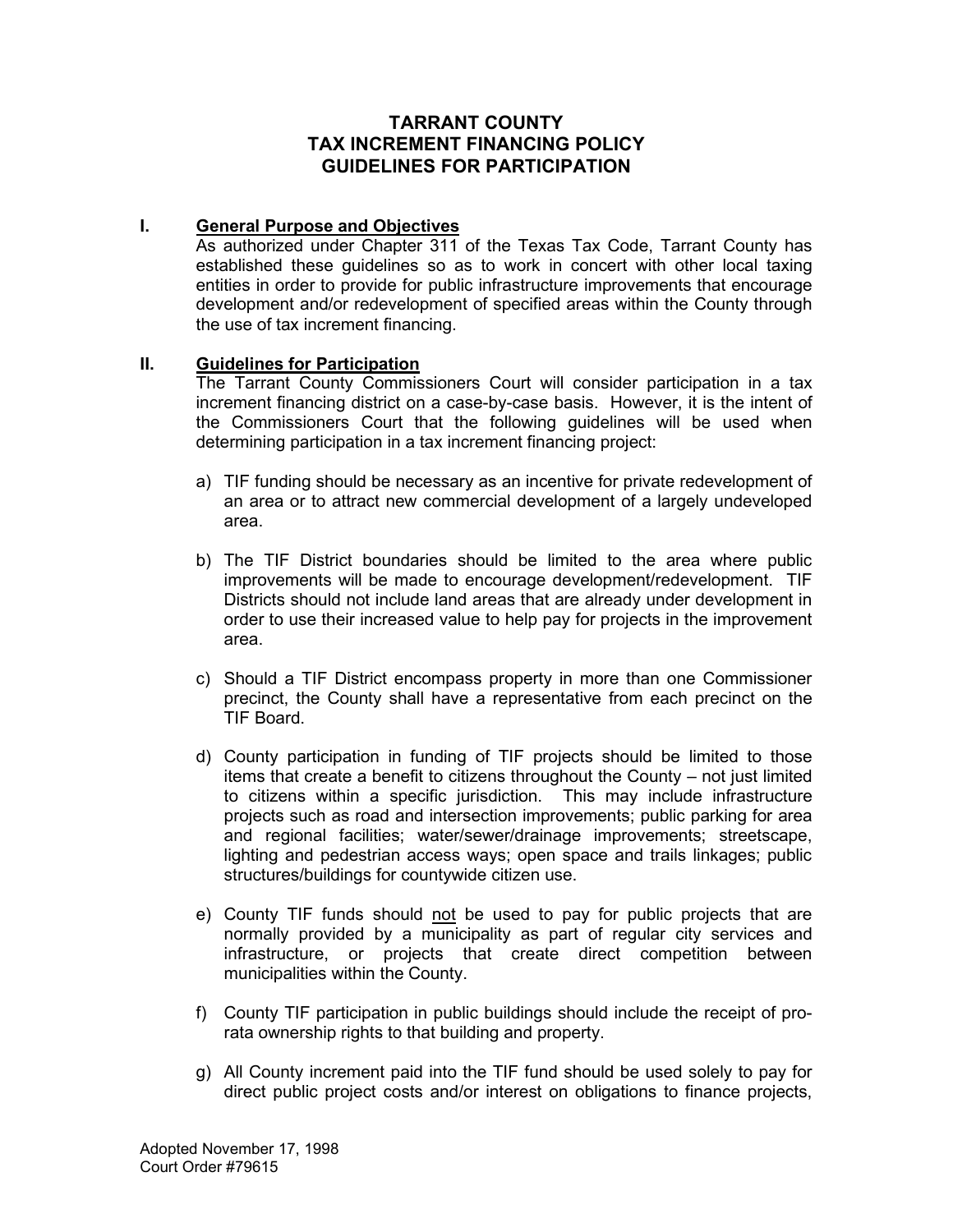# TARRANT COUNTY
# TAX INCREMENT FINANCING POLICY
# GUIDELINES FOR PARTICIPATION

## I. <u>General Purpose and Objectives</u>

As authorized under Chapter 311 of the Texas Tax Code, Tarrant County has established these guidelines so as to work in concert with other local taxing entities in order to provide for public infrastructure improvements that encourage development and/or redevelopment of specified areas within the County through the use of tax increment financing.

## II. <u>Guidelines for Participation</u>

The Tarrant County Commissioners Court will consider participation in a tax increment financing district on a case-by-case basis. However, it is the intent of the Commissioners Court that the following guidelines will be used when determining participation in a tax increment financing project:

a) TIF funding should be necessary as an incentive for private redevelopment of an area or to attract new commercial development of a largely undeveloped area.

b) The TIF District boundaries should be limited to the area where public improvements will be made to encourage development/redevelopment. TIF Districts should not include land areas that are already under development in order to use their increased value to help pay for projects in the improvement area.

c) Should a TIF District encompass property in more than one Commissioner precinct, the County shall have a representative from each precinct on the TIF Board.

d) County participation in funding of TIF projects should be limited to those items that create a benefit to citizens throughout the County – not just limited to citizens within a specific jurisdiction. This may include infrastructure projects such as road and intersection improvements; public parking for area and regional facilities; water/sewer/drainage improvements; streetscape, lighting and pedestrian access ways; open space and trails linkages; public structures/buildings for countywide citizen use.

e) County TIF funds should <u>not</u> be used to pay for public projects that are normally provided by a municipality as part of regular city services and infrastructure, or projects that create direct competition between municipalities within the County.

f) County TIF participation in public buildings should include the receipt of pro-rata ownership rights to that building and property.

g) All County increment paid into the TIF fund should be used solely to pay for direct public project costs and/or interest on obligations to finance projects,

Adopted November 17, 1998
Court Order #79615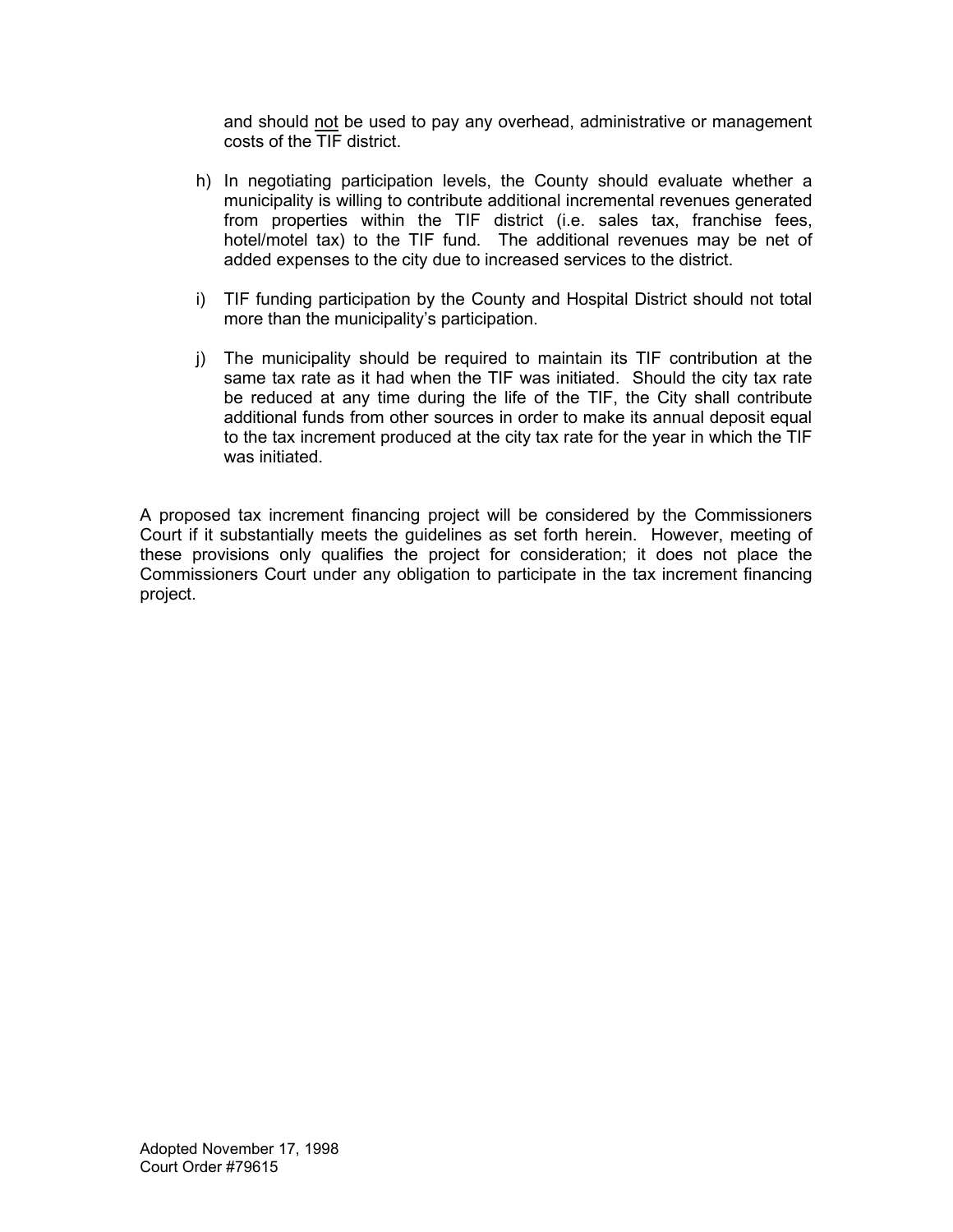and should <u>not</u> be used to pay any overhead, administrative or management costs of the TIF district.

h) In negotiating participation levels, the County should evaluate whether a municipality is willing to contribute additional incremental revenues generated from properties within the TIF district (i.e. sales tax, franchise fees, hotel/motel tax) to the TIF fund. The additional revenues may be net of added expenses to the city due to increased services to the district.

i) TIF funding participation by the County and Hospital District should not total more than the municipality's participation.

j) The municipality should be required to maintain its TIF contribution at the same tax rate as it had when the TIF was initiated. Should the city tax rate be reduced at any time during the life of the TIF, the City shall contribute additional funds from other sources in order to make its annual deposit equal to the tax increment produced at the city tax rate for the year in which the TIF was initiated.

A proposed tax increment financing project will be considered by the Commissioners Court if it substantially meets the guidelines as set forth herein. However, meeting of these provisions only qualifies the project for consideration; it does not place the Commissioners Court under any obligation to participate in the tax increment financing project.

Adopted November 17, 1998
Court Order #79615